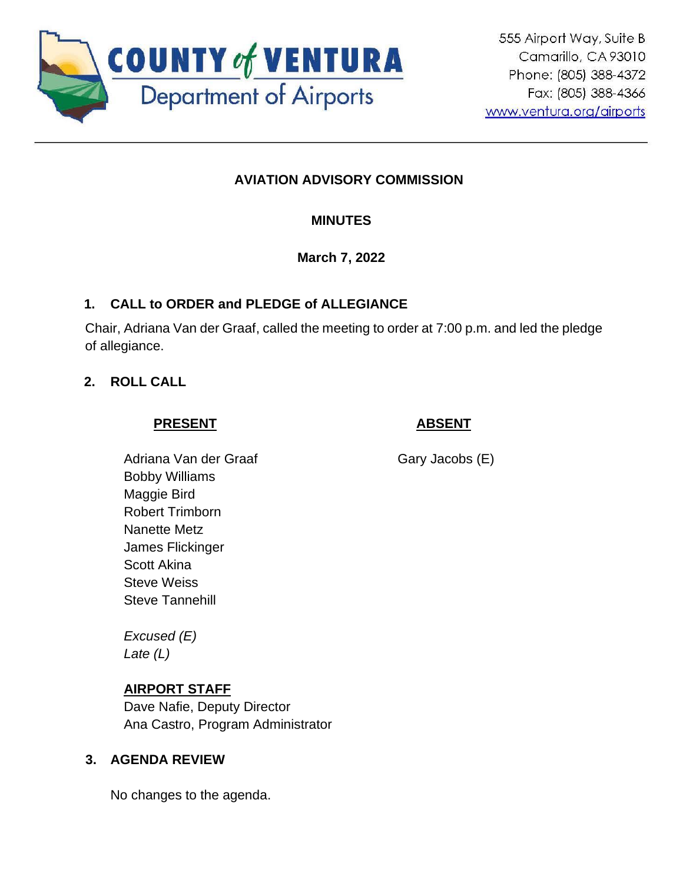**COUNTY of VENTURA**
**Department of Airports**

555 Airport Way, Suite B
Camarillo, CA 93010
Phone: (805) 388-4372
Fax: (805) 388-4366
www.ventura.org/airports

---

# AVIATION ADVISORY COMMISSION

## MINUTES

**March 7, 2022**

### 1. CALL to ORDER and PLEDGE of ALLEGIANCE

Chair, Adriana Van der Graaf, called the meeting to order at 7:00 p.m. and led the pledge of allegiance.

### 2. ROLL CALL

| PRESENT | ABSENT |
|---|---|
| Adriana Van der Graaf | Gary Jacobs (E) |
| Bobby Williams | |
| Maggie Bird | |
| Robert Trimborn | |
| Nanette Metz | |
| James Flickinger | |
| Scott Akina | |
| Steve Weiss | |
| Steve Tannehill | |

*Excused (E)*
*Late (L)*

**AIRPORT STAFF**
Dave Nafie, Deputy Director
Ana Castro, Program Administrator

### 3. AGENDA REVIEW

No changes to the agenda.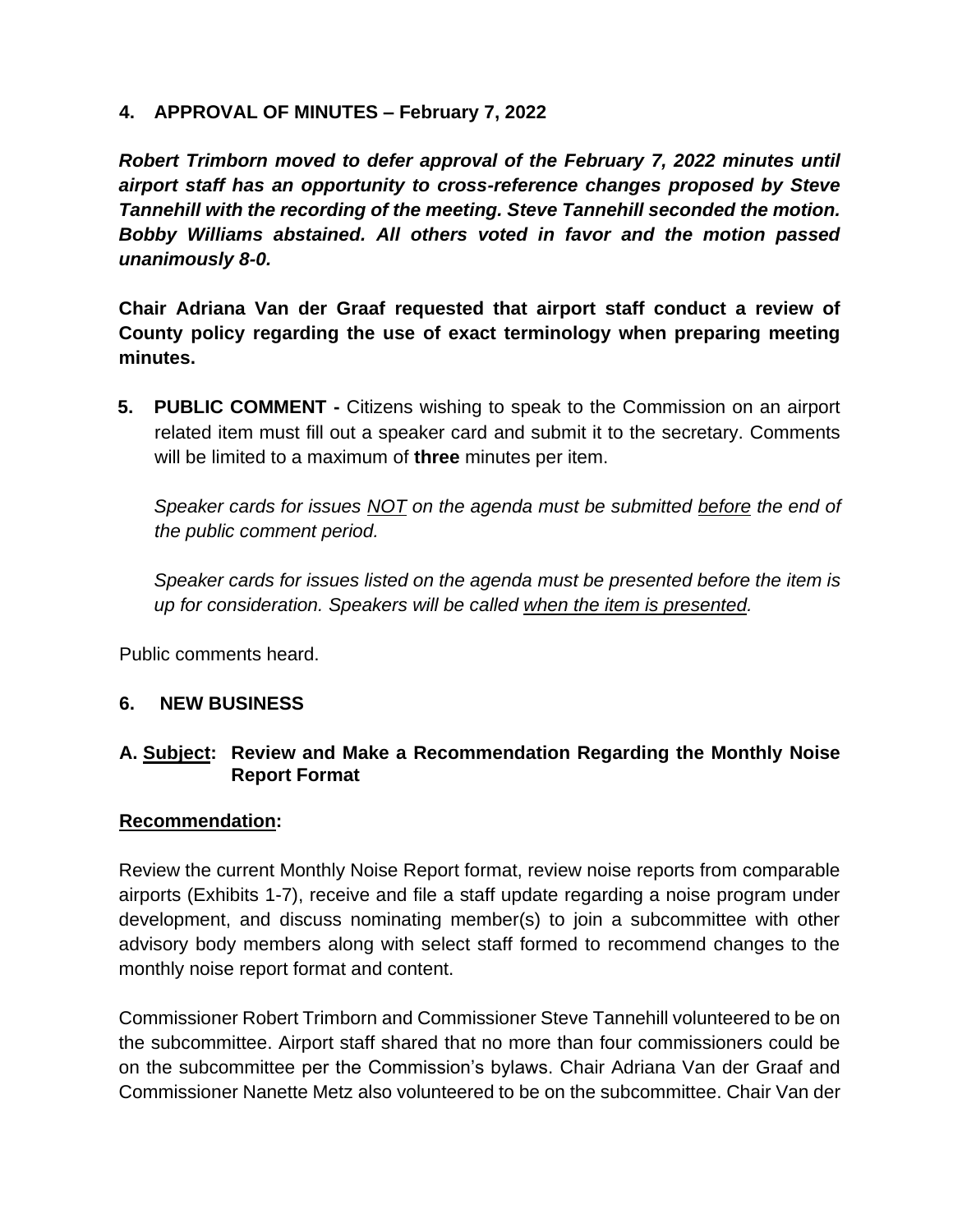## 4. APPROVAL OF MINUTES – February 7, 2022

***Robert Trimborn moved to defer approval of the February 7, 2022 minutes until airport staff has an opportunity to cross-reference changes proposed by Steve Tannehill with the recording of the meeting. Steve Tannehill seconded the motion. Bobby Williams abstained. All others voted in favor and the motion passed unanimously 8-0.***

**Chair Adriana Van der Graaf requested that airport staff conduct a review of County policy regarding the use of exact terminology when preparing meeting minutes.**

## 5. PUBLIC COMMENT

**PUBLIC COMMENT -** Citizens wishing to speak to the Commission on an airport related item must fill out a speaker card and submit it to the secretary. Comments will be limited to a maximum of **three** minutes per item.

*Speaker cards for issues NOT on the agenda must be submitted before the end of the public comment period.*

*Speaker cards for issues listed on the agenda must be presented before the item is up for consideration. Speakers will be called when the item is presented.*

Public comments heard.

## 6. NEW BUSINESS

### A. Subject: Review and Make a Recommendation Regarding the Monthly Noise Report Format

**Recommendation:**

Review the current Monthly Noise Report format, review noise reports from comparable airports (Exhibits 1-7), receive and file a staff update regarding a noise program under development, and discuss nominating member(s) to join a subcommittee with other advisory body members along with select staff formed to recommend changes to the monthly noise report format and content.

Commissioner Robert Trimborn and Commissioner Steve Tannehill volunteered to be on the subcommittee. Airport staff shared that no more than four commissioners could be on the subcommittee per the Commission's bylaws. Chair Adriana Van der Graaf and Commissioner Nanette Metz also volunteered to be on the subcommittee. Chair Van der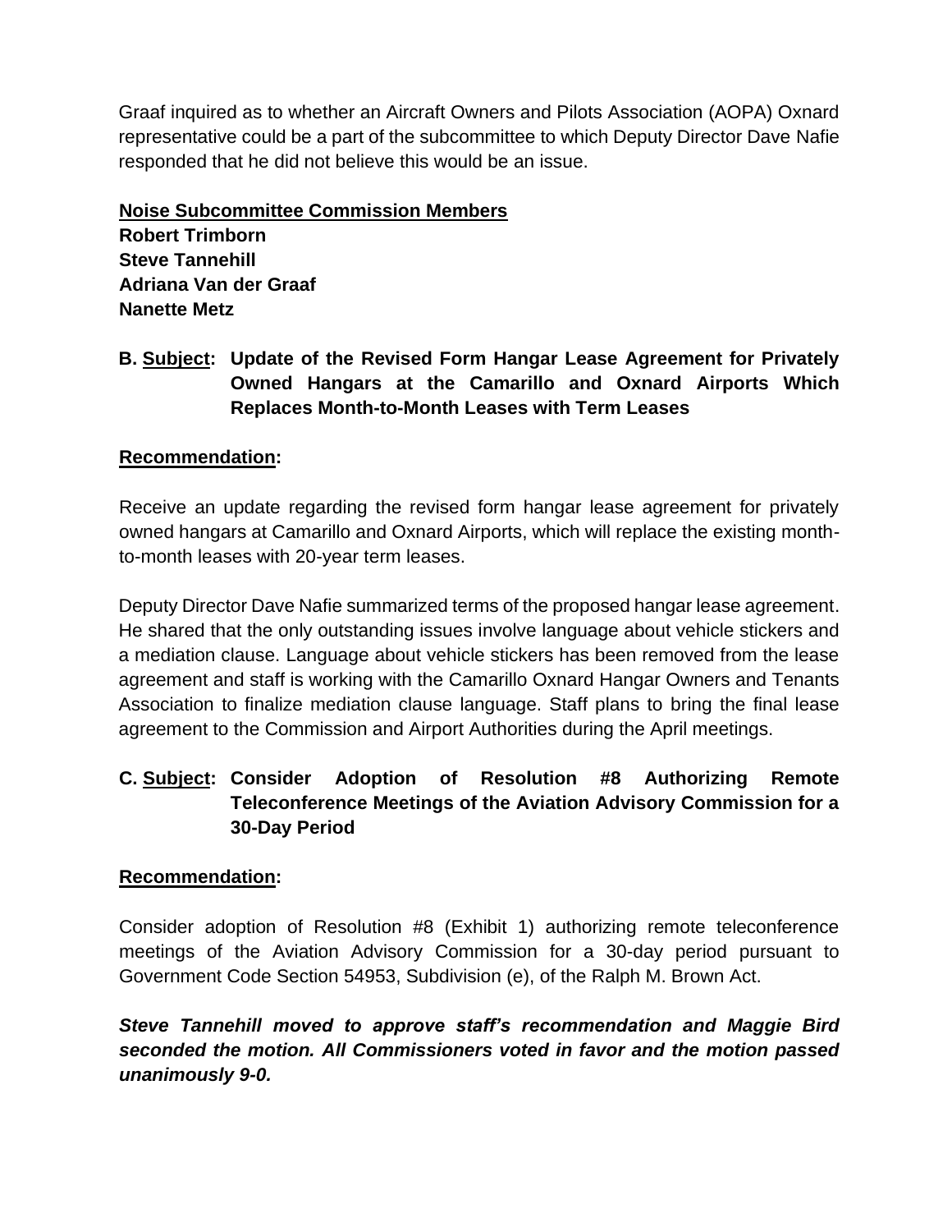Graaf inquired as to whether an Aircraft Owners and Pilots Association (AOPA) Oxnard representative could be a part of the subcommittee to which Deputy Director Dave Nafie responded that he did not believe this would be an issue.

**Noise Subcommittee Commission Members**
**Robert Trimborn**
**Steve Tannehill**
**Adriana Van der Graaf**
**Nanette Metz**

**B. Subject: Update of the Revised Form Hangar Lease Agreement for Privately Owned Hangars at the Camarillo and Oxnard Airports Which Replaces Month-to-Month Leases with Term Leases**

**Recommendation:**

Receive an update regarding the revised form hangar lease agreement for privately owned hangars at Camarillo and Oxnard Airports, which will replace the existing month-to-month leases with 20-year term leases.

Deputy Director Dave Nafie summarized terms of the proposed hangar lease agreement. He shared that the only outstanding issues involve language about vehicle stickers and a mediation clause. Language about vehicle stickers has been removed from the lease agreement and staff is working with the Camarillo Oxnard Hangar Owners and Tenants Association to finalize mediation clause language. Staff plans to bring the final lease agreement to the Commission and Airport Authorities during the April meetings.

**C. Subject: Consider Adoption of Resolution #8 Authorizing Remote Teleconference Meetings of the Aviation Advisory Commission for a 30-Day Period**

**Recommendation:**

Consider adoption of Resolution #8 (Exhibit 1) authorizing remote teleconference meetings of the Aviation Advisory Commission for a 30-day period pursuant to Government Code Section 54953, Subdivision (e), of the Ralph M. Brown Act.

***Steve Tannehill moved to approve staff's recommendation and Maggie Bird seconded the motion. All Commissioners voted in favor and the motion passed unanimously 9-0.***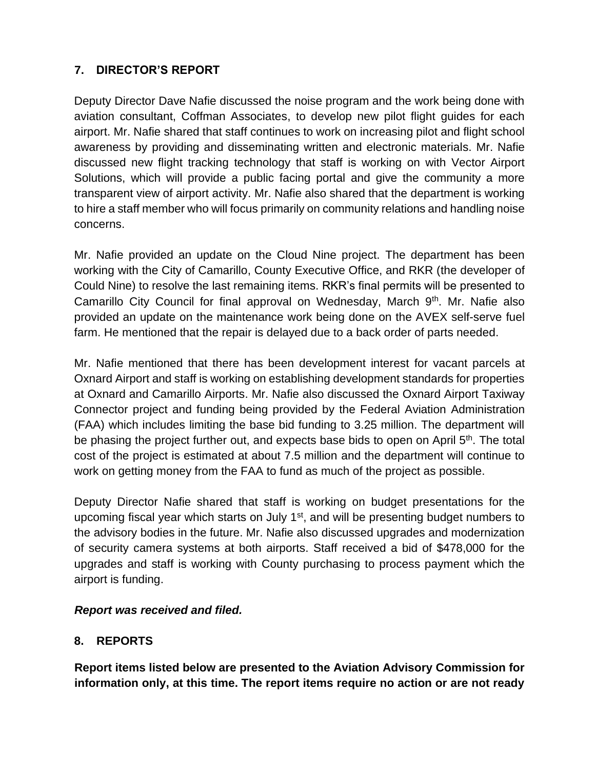## 7. DIRECTOR'S REPORT

Deputy Director Dave Nafie discussed the noise program and the work being done with aviation consultant, Coffman Associates, to develop new pilot flight guides for each airport. Mr. Nafie shared that staff continues to work on increasing pilot and flight school awareness by providing and disseminating written and electronic materials. Mr. Nafie discussed new flight tracking technology that staff is working on with Vector Airport Solutions, which will provide a public facing portal and give the community a more transparent view of airport activity. Mr. Nafie also shared that the department is working to hire a staff member who will focus primarily on community relations and handling noise concerns.

Mr. Nafie provided an update on the Cloud Nine project. The department has been working with the City of Camarillo, County Executive Office, and RKR (the developer of Could Nine) to resolve the last remaining items. RKR's final permits will be presented to Camarillo City Council for final approval on Wednesday, March 9th. Mr. Nafie also provided an update on the maintenance work being done on the AVEX self-serve fuel farm. He mentioned that the repair is delayed due to a back order of parts needed.

Mr. Nafie mentioned that there has been development interest for vacant parcels at Oxnard Airport and staff is working on establishing development standards for properties at Oxnard and Camarillo Airports. Mr. Nafie also discussed the Oxnard Airport Taxiway Connector project and funding being provided by the Federal Aviation Administration (FAA) which includes limiting the base bid funding to 3.25 million. The department will be phasing the project further out, and expects base bids to open on April 5th. The total cost of the project is estimated at about 7.5 million and the department will continue to work on getting money from the FAA to fund as much of the project as possible.

Deputy Director Nafie shared that staff is working on budget presentations for the upcoming fiscal year which starts on July 1st, and will be presenting budget numbers to the advisory bodies in the future. Mr. Nafie also discussed upgrades and modernization of security camera systems at both airports. Staff received a bid of $478,000 for the upgrades and staff is working with County purchasing to process payment which the airport is funding.

***Report was received and filed.***

## 8. REPORTS

**Report items listed below are presented to the Aviation Advisory Commission for information only, at this time. The report items require no action or are not ready**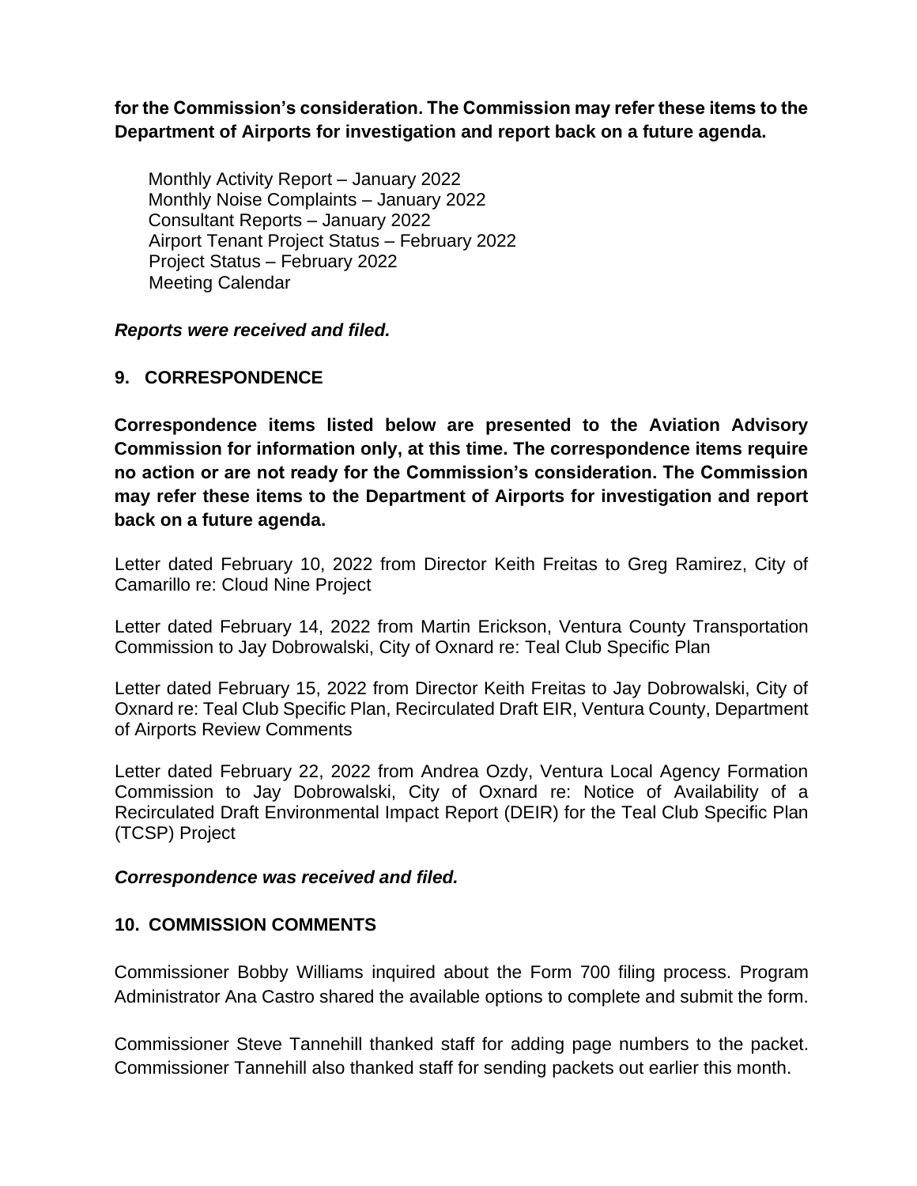**for the Commission's consideration. The Commission may refer these items to the Department of Airports for investigation and report back on a future agenda.**

Monthly Activity Report – January 2022
Monthly Noise Complaints – January 2022
Consultant Reports – January 2022
Airport Tenant Project Status – February 2022
Project Status – February 2022
Meeting Calendar

***Reports were received and filed.***

## 9. CORRESPONDENCE

**Correspondence items listed below are presented to the Aviation Advisory Commission for information only, at this time. The correspondence items require no action or are not ready for the Commission's consideration. The Commission may refer these items to the Department of Airports for investigation and report back on a future agenda.**

Letter dated February 10, 2022 from Director Keith Freitas to Greg Ramirez, City of Camarillo re: Cloud Nine Project

Letter dated February 14, 2022 from Martin Erickson, Ventura County Transportation Commission to Jay Dobrowalski, City of Oxnard re: Teal Club Specific Plan

Letter dated February 15, 2022 from Director Keith Freitas to Jay Dobrowalski, City of Oxnard re: Teal Club Specific Plan, Recirculated Draft EIR, Ventura County, Department of Airports Review Comments

Letter dated February 22, 2022 from Andrea Ozdy, Ventura Local Agency Formation Commission to Jay Dobrowalski, City of Oxnard re: Notice of Availability of a Recirculated Draft Environmental Impact Report (DEIR) for the Teal Club Specific Plan (TCSP) Project

***Correspondence was received and filed.***

## 10. COMMISSION COMMENTS

Commissioner Bobby Williams inquired about the Form 700 filing process. Program Administrator Ana Castro shared the available options to complete and submit the form.

Commissioner Steve Tannehill thanked staff for adding page numbers to the packet. Commissioner Tannehill also thanked staff for sending packets out earlier this month.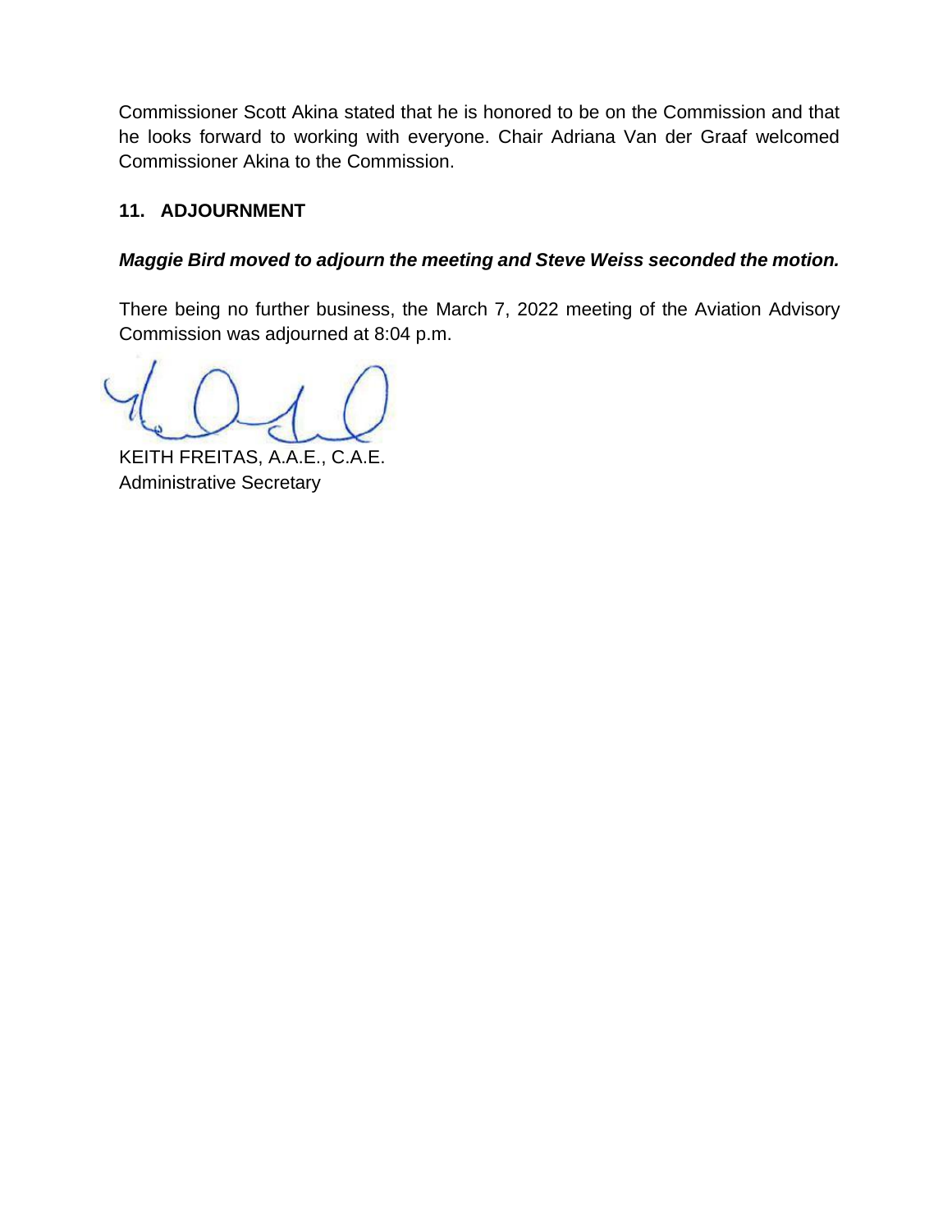Commissioner Scott Akina stated that he is honored to be on the Commission and that he looks forward to working with everyone. Chair Adriana Van der Graaf welcomed Commissioner Akina to the Commission.

## 11. ADJOURNMENT

***Maggie Bird moved to adjourn the meeting and Steve Weiss seconded the motion.***

There being no further business, the March 7, 2022 meeting of the Aviation Advisory Commission was adjourned at 8:04 p.m.

KEITH FREITAS, A.A.E., C.A.E.
Administrative Secretary